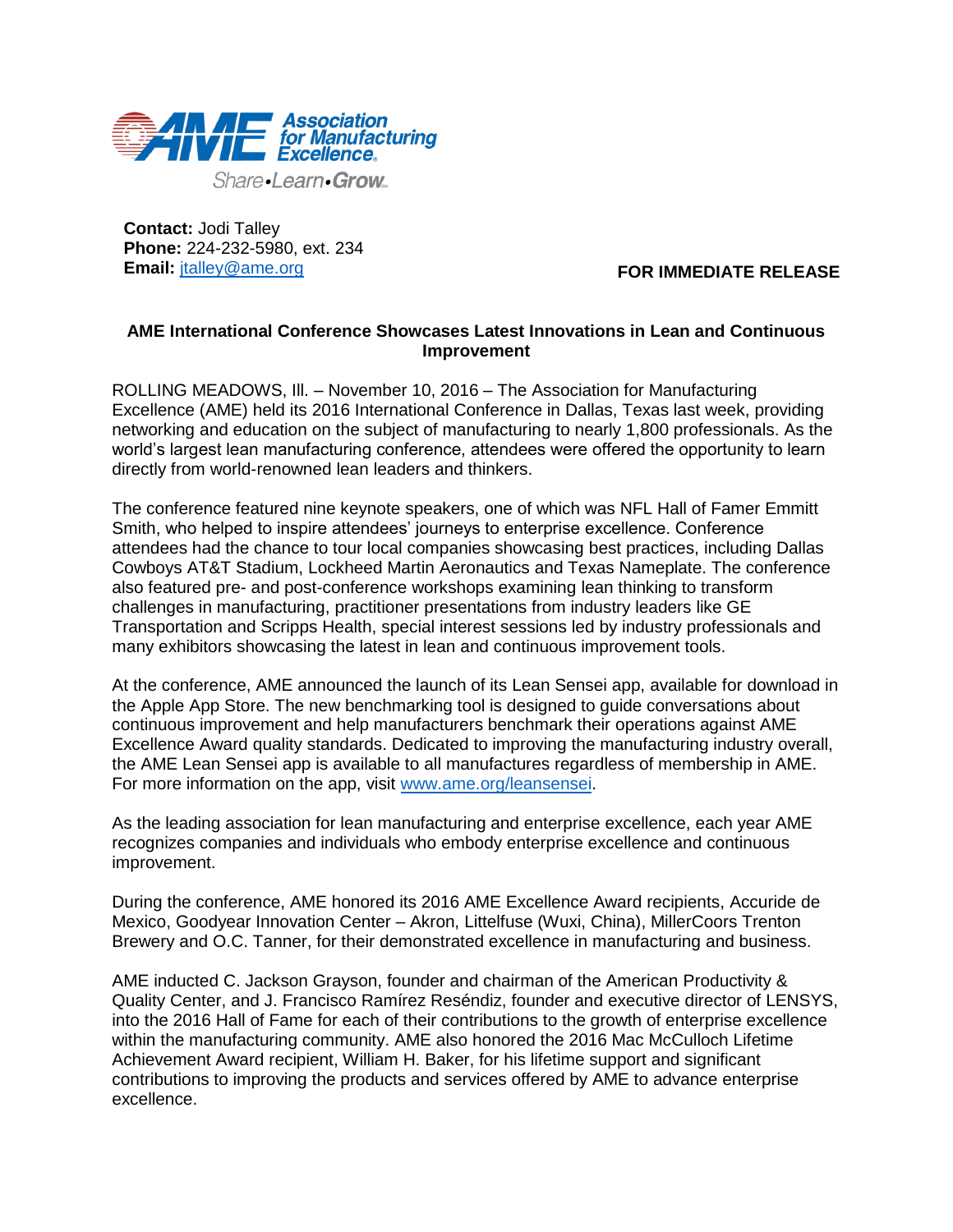Association for Manufacturing Excellence

Share•Learn•Grow

**Contact:** Jodi Talley
**Phone:** 224-232-5980, ext. 234
**Email:** jtalley@ame.org

**FOR IMMEDIATE RELEASE**

## AME International Conference Showcases Latest Innovations in Lean and Continuous Improvement

ROLLING MEADOWS, Ill. – November 10, 2016 – The Association for Manufacturing Excellence (AME) held its 2016 International Conference in Dallas, Texas last week, providing networking and education on the subject of manufacturing to nearly 1,800 professionals. As the world's largest lean manufacturing conference, attendees were offered the opportunity to learn directly from world-renowned lean leaders and thinkers.

The conference featured nine keynote speakers, one of which was NFL Hall of Famer Emmitt Smith, who helped to inspire attendees' journeys to enterprise excellence. Conference attendees had the chance to tour local companies showcasing best practices, including Dallas Cowboys AT&T Stadium, Lockheed Martin Aeronautics and Texas Nameplate. The conference also featured pre- and post-conference workshops examining lean thinking to transform challenges in manufacturing, practitioner presentations from industry leaders like GE Transportation and Scripps Health, special interest sessions led by industry professionals and many exhibitors showcasing the latest in lean and continuous improvement tools.

At the conference, AME announced the launch of its Lean Sensei app, available for download in the Apple App Store. The new benchmarking tool is designed to guide conversations about continuous improvement and help manufacturers benchmark their operations against AME Excellence Award quality standards. Dedicated to improving the manufacturing industry overall, the AME Lean Sensei app is available to all manufactures regardless of membership in AME. For more information on the app, visit www.ame.org/leansensei.

As the leading association for lean manufacturing and enterprise excellence, each year AME recognizes companies and individuals who embody enterprise excellence and continuous improvement.

During the conference, AME honored its 2016 AME Excellence Award recipients, Accuride de Mexico, Goodyear Innovation Center – Akron, Littelfuse (Wuxi, China), MillerCoors Trenton Brewery and O.C. Tanner, for their demonstrated excellence in manufacturing and business.

AME inducted C. Jackson Grayson, founder and chairman of the American Productivity & Quality Center, and J. Francisco Ramírez Reséndiz, founder and executive director of LENSYS, into the 2016 Hall of Fame for each of their contributions to the growth of enterprise excellence within the manufacturing community. AME also honored the 2016 Mac McCulloch Lifetime Achievement Award recipient, William H. Baker, for his lifetime support and significant contributions to improving the products and services offered by AME to advance enterprise excellence.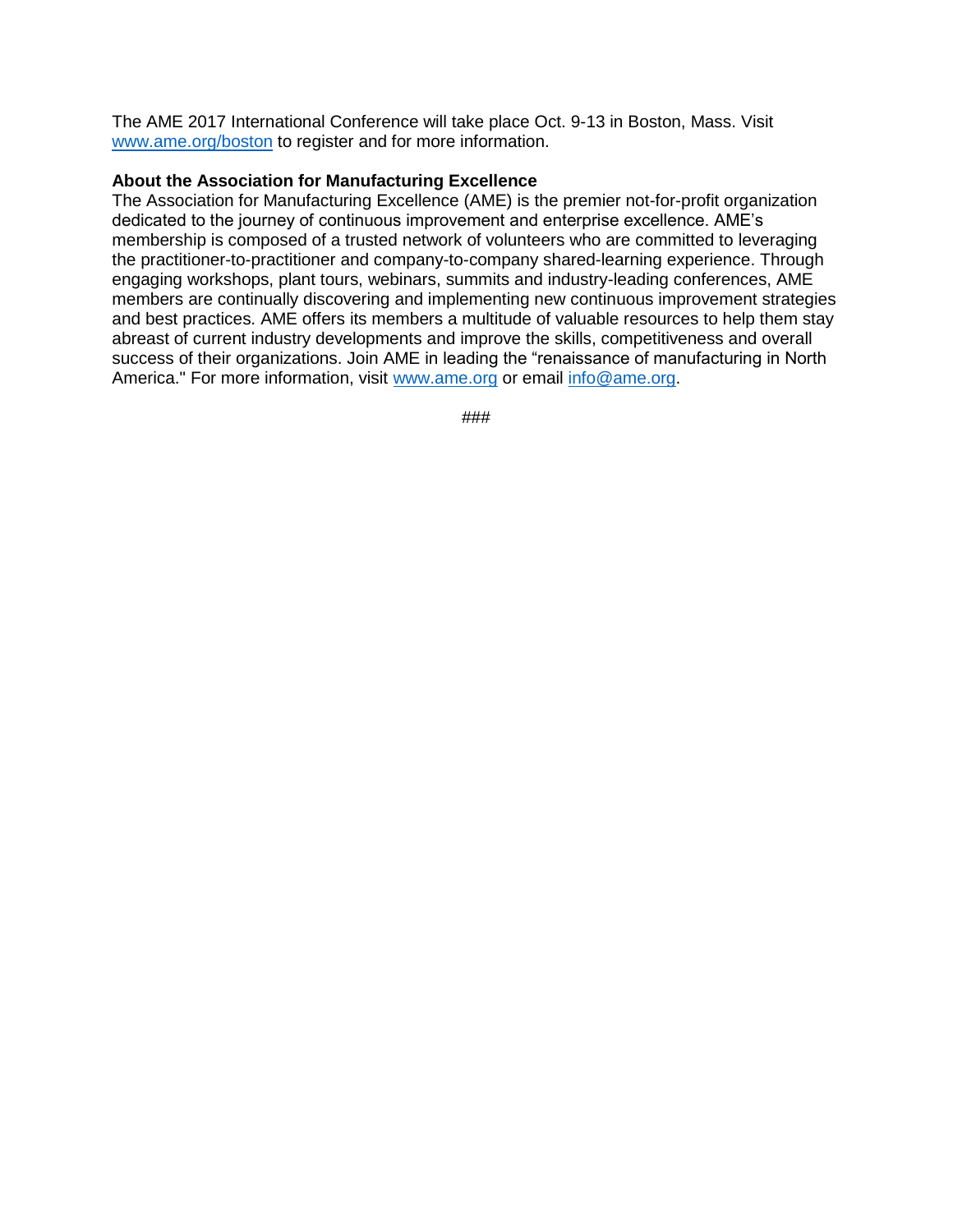The AME 2017 International Conference will take place Oct. 9-13 in Boston, Mass. Visit www.ame.org/boston to register and for more information.

**About the Association for Manufacturing Excellence**

The Association for Manufacturing Excellence (AME) is the premier not-for-profit organization dedicated to the journey of continuous improvement and enterprise excellence. AME's membership is composed of a trusted network of volunteers who are committed to leveraging the practitioner-to-practitioner and company-to-company shared-learning experience. Through engaging workshops, plant tours, webinars, summits and industry-leading conferences, AME members are continually discovering and implementing new continuous improvement strategies and best practices. AME offers its members a multitude of valuable resources to help them stay abreast of current industry developments and improve the skills, competitiveness and overall success of their organizations. Join AME in leading the "renaissance of manufacturing in North America." For more information, visit www.ame.org or email info@ame.org.

###